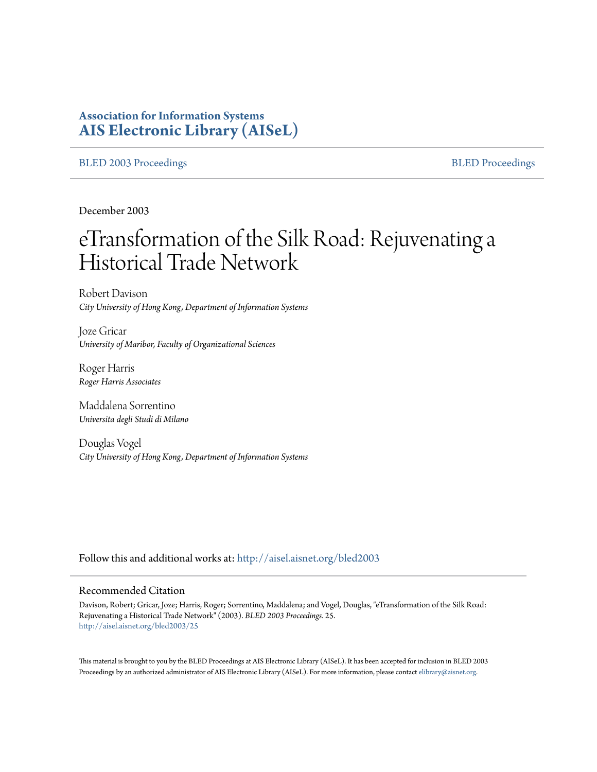**Association for Information Systems**
**AIS Electronic Library (AISeL)**

BLED 2003 Proceedings | BLED Proceedings

December 2003

# eTransformation of the Silk Road: Rejuvenating a Historical Trade Network

Robert Davison
*City University of Hong Kong, Department of Information Systems*

Joze Gricar
*University of Maribor, Faculty of Organizational Sciences*

Roger Harris
*Roger Harris Associates*

Maddalena Sorrentino
*Universita degli Studi di Milano*

Douglas Vogel
*City University of Hong Kong, Department of Information Systems*

Follow this and additional works at: http://aisel.aisnet.org/bled2003

## Recommended Citation

Davison, Robert; Gricar, Joze; Harris, Roger; Sorrentino, Maddalena; and Vogel, Douglas, "eTransformation of the Silk Road: Rejuvenating a Historical Trade Network" (2003). *BLED 2003 Proceedings*. 25.
http://aisel.aisnet.org/bled2003/25

This material is brought to you by the BLED Proceedings at AIS Electronic Library (AISeL). It has been accepted for inclusion in BLED 2003 Proceedings by an authorized administrator of AIS Electronic Library (AISeL). For more information, please contact elibrary@aisnet.org.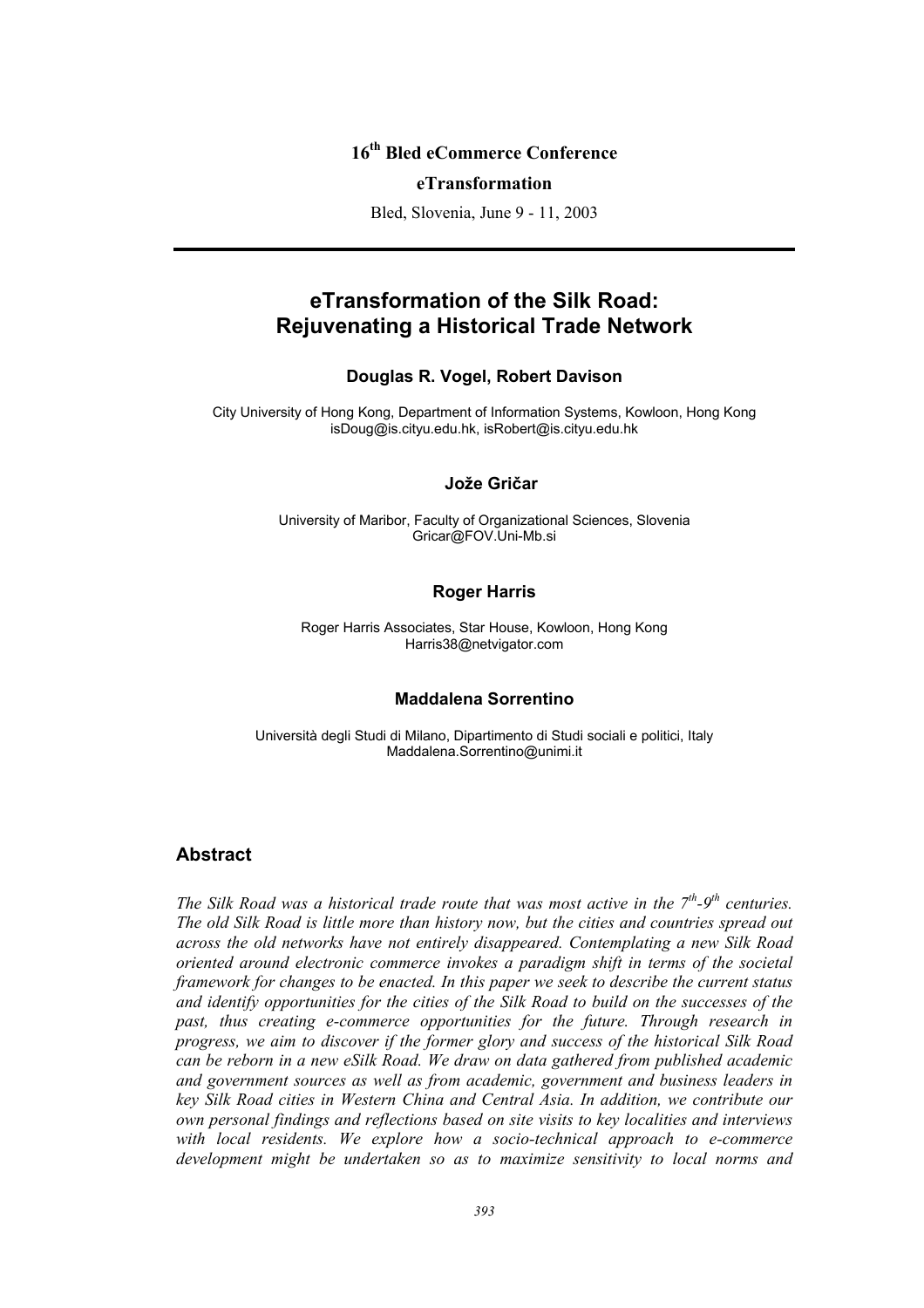**16th Bled eCommerce Conference**

**eTransformation**

Bled, Slovenia, June 9 - 11, 2003

---

# eTransformation of the Silk Road: Rejuvenating a Historical Trade Network

**Douglas R. Vogel, Robert Davison**

City University of Hong Kong, Department of Information Systems, Kowloon, Hong Kong
isDoug@is.cityu.edu.hk, isRobert@is.cityu.edu.hk

**Jože Gričar**

University of Maribor, Faculty of Organizational Sciences, Slovenia
Gricar@FOV.Uni-Mb.si

**Roger Harris**

Roger Harris Associates, Star House, Kowloon, Hong Kong
Harris38@netvigator.com

**Maddalena Sorrentino**

Università degli Studi di Milano, Dipartimento di Studi sociali e politici, Italy
Maddalena.Sorrentino@unimi.it

## Abstract

*The Silk Road was a historical trade route that was most active in the 7th-9th centuries. The old Silk Road is little more than history now, but the cities and countries spread out across the old networks have not entirely disappeared. Contemplating a new Silk Road oriented around electronic commerce invokes a paradigm shift in terms of the societal framework for changes to be enacted. In this paper we seek to describe the current status and identify opportunities for the cities of the Silk Road to build on the successes of the past, thus creating e-commerce opportunities for the future. Through research in progress, we aim to discover if the former glory and success of the historical Silk Road can be reborn in a new eSilk Road. We draw on data gathered from published academic and government sources as well as from academic, government and business leaders in key Silk Road cities in Western China and Central Asia. In addition, we contribute our own personal findings and reflections based on site visits to key localities and interviews with local residents. We explore how a socio-technical approach to e-commerce development might be undertaken so as to maximize sensitivity to local norms and*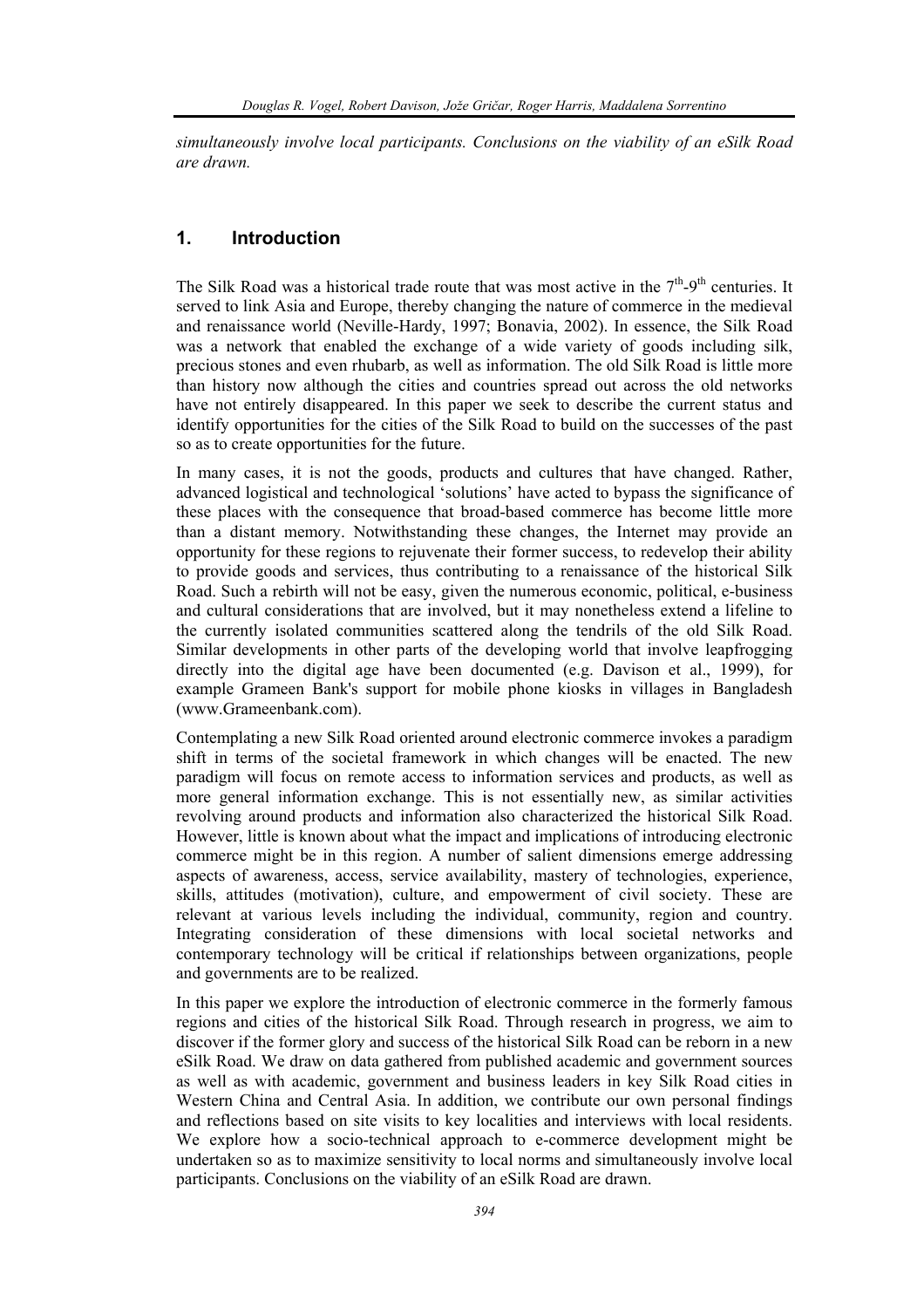*simultaneously involve local participants. Conclusions on the viability of an eSilk Road are drawn.*

## 1. Introduction

The Silk Road was a historical trade route that was most active in the 7th-9th centuries. It served to link Asia and Europe, thereby changing the nature of commerce in the medieval and renaissance world (Neville-Hardy, 1997; Bonavia, 2002). In essence, the Silk Road was a network that enabled the exchange of a wide variety of goods including silk, precious stones and even rhubarb, as well as information. The old Silk Road is little more than history now although the cities and countries spread out across the old networks have not entirely disappeared. In this paper we seek to describe the current status and identify opportunities for the cities of the Silk Road to build on the successes of the past so as to create opportunities for the future.

In many cases, it is not the goods, products and cultures that have changed. Rather, advanced logistical and technological 'solutions' have acted to bypass the significance of these places with the consequence that broad-based commerce has become little more than a distant memory. Notwithstanding these changes, the Internet may provide an opportunity for these regions to rejuvenate their former success, to redevelop their ability to provide goods and services, thus contributing to a renaissance of the historical Silk Road. Such a rebirth will not be easy, given the numerous economic, political, e-business and cultural considerations that are involved, but it may nonetheless extend a lifeline to the currently isolated communities scattered along the tendrils of the old Silk Road. Similar developments in other parts of the developing world that involve leapfrogging directly into the digital age have been documented (e.g. Davison et al., 1999), for example Grameen Bank's support for mobile phone kiosks in villages in Bangladesh (www.Grameenbank.com).

Contemplating a new Silk Road oriented around electronic commerce invokes a paradigm shift in terms of the societal framework in which changes will be enacted. The new paradigm will focus on remote access to information services and products, as well as more general information exchange. This is not essentially new, as similar activities revolving around products and information also characterized the historical Silk Road. However, little is known about what the impact and implications of introducing electronic commerce might be in this region. A number of salient dimensions emerge addressing aspects of awareness, access, service availability, mastery of technologies, experience, skills, attitudes (motivation), culture, and empowerment of civil society. These are relevant at various levels including the individual, community, region and country. Integrating consideration of these dimensions with local societal networks and contemporary technology will be critical if relationships between organizations, people and governments are to be realized.

In this paper we explore the introduction of electronic commerce in the formerly famous regions and cities of the historical Silk Road. Through research in progress, we aim to discover if the former glory and success of the historical Silk Road can be reborn in a new eSilk Road. We draw on data gathered from published academic and government sources as well as with academic, government and business leaders in key Silk Road cities in Western China and Central Asia. In addition, we contribute our own personal findings and reflections based on site visits to key localities and interviews with local residents. We explore how a socio-technical approach to e-commerce development might be undertaken so as to maximize sensitivity to local norms and simultaneously involve local participants. Conclusions on the viability of an eSilk Road are drawn.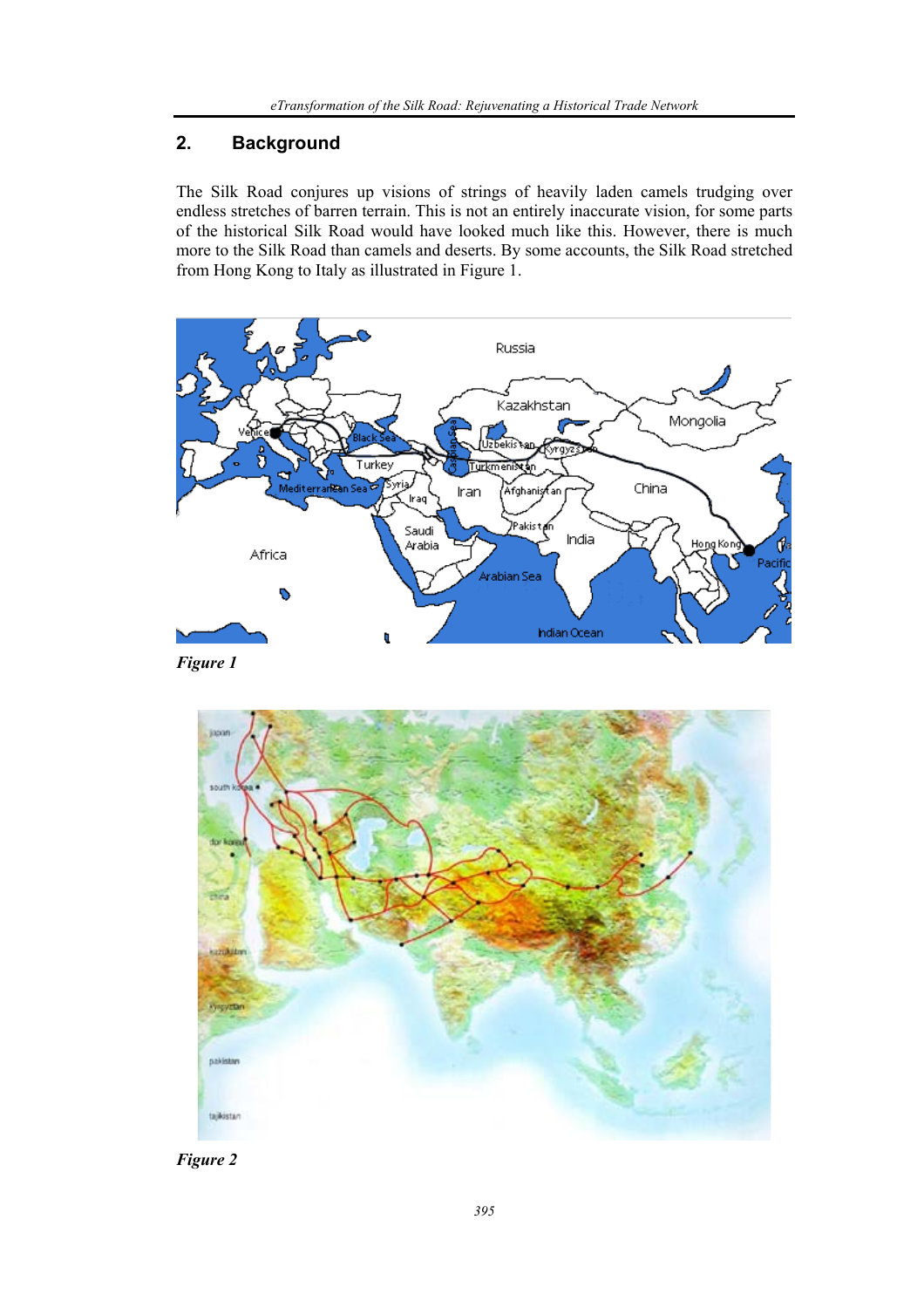## 2. Background

The Silk Road conjures up visions of strings of heavily laden camels trudging over endless stretches of barren terrain. This is not an entirely inaccurate vision, for some parts of the historical Silk Road would have looked much like this. However, there is much more to the Silk Road than camels and deserts. By some accounts, the Silk Road stretched from Hong Kong to Italy as illustrated in Figure 1.

*Figure 1*

*Figure 2*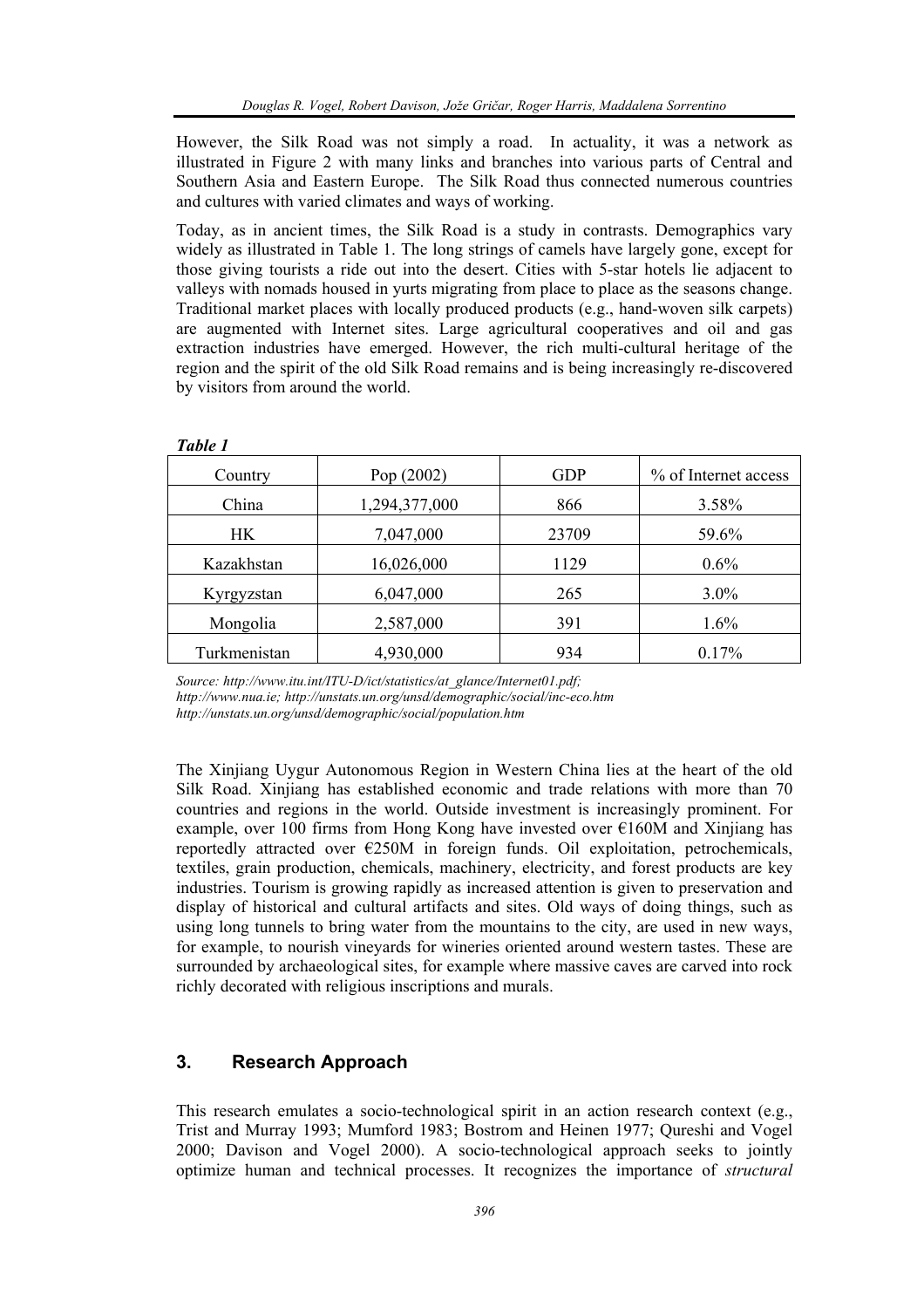However, the Silk Road was not simply a road. In actuality, it was a network as illustrated in Figure 2 with many links and branches into various parts of Central and Southern Asia and Eastern Europe. The Silk Road thus connected numerous countries and cultures with varied climates and ways of working.

Today, as in ancient times, the Silk Road is a study in contrasts. Demographics vary widely as illustrated in Table 1. The long strings of camels have largely gone, except for those giving tourists a ride out into the desert. Cities with 5-star hotels lie adjacent to valleys with nomads housed in yurts migrating from place to place as the seasons change. Traditional market places with locally produced products (e.g., hand-woven silk carpets) are augmented with Internet sites. Large agricultural cooperatives and oil and gas extraction industries have emerged. However, the rich multi-cultural heritage of the region and the spirit of the old Silk Road remains and is being increasingly re-discovered by visitors from around the world.

***Table 1***

| Country | Pop (2002) | GDP | % of Internet access |
|---|---|---|---|
| China | 1,294,377,000 | 866 | 3.58% |
| HK | 7,047,000 | 23709 | 59.6% |
| Kazakhstan | 16,026,000 | 1129 | 0.6% |
| Kyrgyzstan | 6,047,000 | 265 | 3.0% |
| Mongolia | 2,587,000 | 391 | 1.6% |
| Turkmenistan | 4,930,000 | 934 | 0.17% |

*Source: http://www.itu.int/ITU-D/ict/statistics/at_glance/Internet01.pdf; http://www.nua.ie; http://unstats.un.org/unsd/demographic/social/inc-eco.htm http://unstats.un.org/unsd/demographic/social/population.htm*

The Xinjiang Uygur Autonomous Region in Western China lies at the heart of the old Silk Road. Xinjiang has established economic and trade relations with more than 70 countries and regions in the world. Outside investment is increasingly prominent. For example, over 100 firms from Hong Kong have invested over €160M and Xinjiang has reportedly attracted over €250M in foreign funds. Oil exploitation, petrochemicals, textiles, grain production, chemicals, machinery, electricity, and forest products are key industries. Tourism is growing rapidly as increased attention is given to preservation and display of historical and cultural artifacts and sites. Old ways of doing things, such as using long tunnels to bring water from the mountains to the city, are used in new ways, for example, to nourish vineyards for wineries oriented around western tastes. These are surrounded by archaeological sites, for example where massive caves are carved into rock richly decorated with religious inscriptions and murals.

## 3. Research Approach

This research emulates a socio-technological spirit in an action research context (e.g., Trist and Murray 1993; Mumford 1983; Bostrom and Heinen 1977; Qureshi and Vogel 2000; Davison and Vogel 2000). A socio-technological approach seeks to jointly optimize human and technical processes. It recognizes the importance of *structural*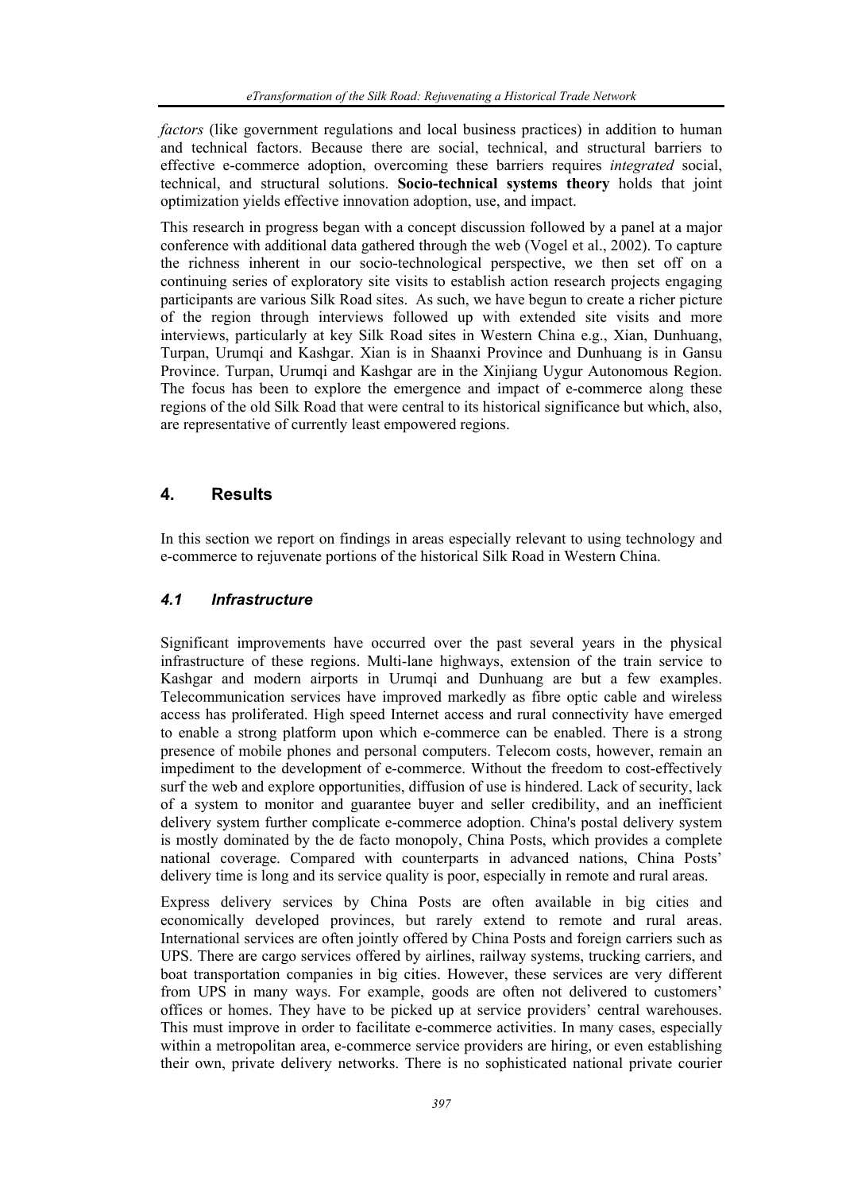*factors* (like government regulations and local business practices) in addition to human and technical factors. Because there are social, technical, and structural barriers to effective e-commerce adoption, overcoming these barriers requires *integrated* social, technical, and structural solutions. **Socio-technical systems theory** holds that joint optimization yields effective innovation adoption, use, and impact.

This research in progress began with a concept discussion followed by a panel at a major conference with additional data gathered through the web (Vogel et al., 2002). To capture the richness inherent in our socio-technological perspective, we then set off on a continuing series of exploratory site visits to establish action research projects engaging participants are various Silk Road sites. As such, we have begun to create a richer picture of the region through interviews followed up with extended site visits and more interviews, particularly at key Silk Road sites in Western China e.g., Xian, Dunhuang, Turpan, Urumqi and Kashgar. Xian is in Shaanxi Province and Dunhuang is in Gansu Province. Turpan, Urumqi and Kashgar are in the Xinjiang Uygur Autonomous Region. The focus has been to explore the emergence and impact of e-commerce along these regions of the old Silk Road that were central to its historical significance but which, also, are representative of currently least empowered regions.

## 4. Results

In this section we report on findings in areas especially relevant to using technology and e-commerce to rejuvenate portions of the historical Silk Road in Western China.

### *4.1 Infrastructure*

Significant improvements have occurred over the past several years in the physical infrastructure of these regions. Multi-lane highways, extension of the train service to Kashgar and modern airports in Urumqi and Dunhuang are but a few examples. Telecommunication services have improved markedly as fibre optic cable and wireless access has proliferated. High speed Internet access and rural connectivity have emerged to enable a strong platform upon which e-commerce can be enabled. There is a strong presence of mobile phones and personal computers. Telecom costs, however, remain an impediment to the development of e-commerce. Without the freedom to cost-effectively surf the web and explore opportunities, diffusion of use is hindered. Lack of security, lack of a system to monitor and guarantee buyer and seller credibility, and an inefficient delivery system further complicate e-commerce adoption. China's postal delivery system is mostly dominated by the de facto monopoly, China Posts, which provides a complete national coverage. Compared with counterparts in advanced nations, China Posts' delivery time is long and its service quality is poor, especially in remote and rural areas.

Express delivery services by China Posts are often available in big cities and economically developed provinces, but rarely extend to remote and rural areas. International services are often jointly offered by China Posts and foreign carriers such as UPS. There are cargo services offered by airlines, railway systems, trucking carriers, and boat transportation companies in big cities. However, these services are very different from UPS in many ways. For example, goods are often not delivered to customers' offices or homes. They have to be picked up at service providers' central warehouses. This must improve in order to facilitate e-commerce activities. In many cases, especially within a metropolitan area, e-commerce service providers are hiring, or even establishing their own, private delivery networks. There is no sophisticated national private courier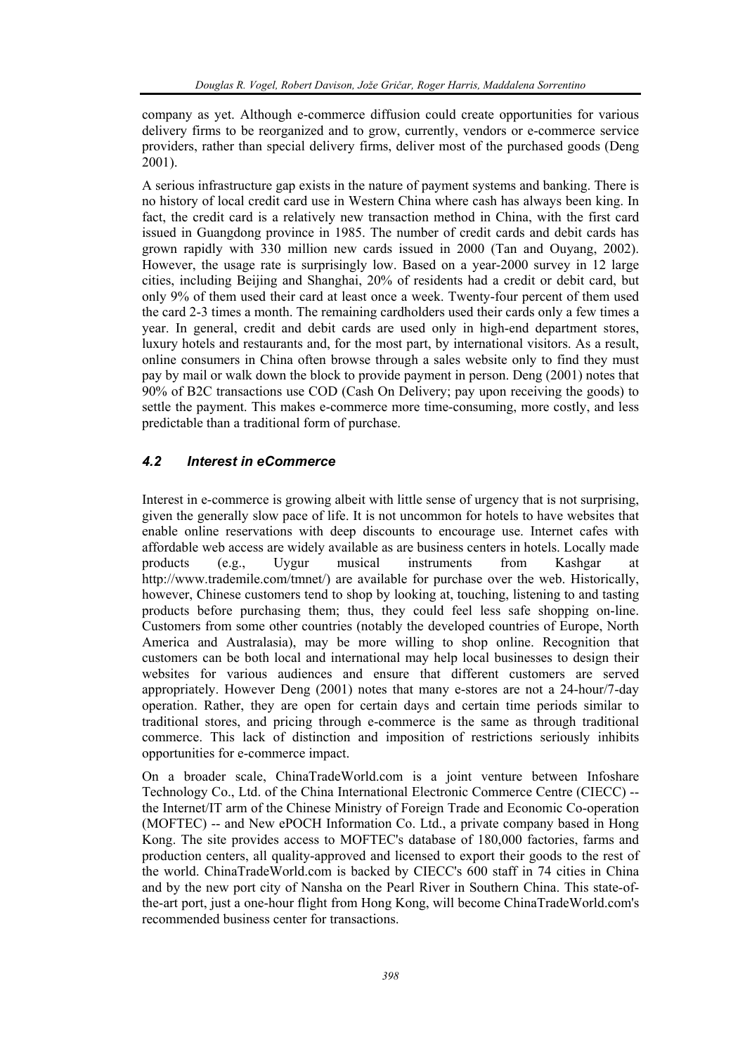company as yet. Although e-commerce diffusion could create opportunities for various delivery firms to be reorganized and to grow, currently, vendors or e-commerce service providers, rather than special delivery firms, deliver most of the purchased goods (Deng 2001).

A serious infrastructure gap exists in the nature of payment systems and banking. There is no history of local credit card use in Western China where cash has always been king. In fact, the credit card is a relatively new transaction method in China, with the first card issued in Guangdong province in 1985. The number of credit cards and debit cards has grown rapidly with 330 million new cards issued in 2000 (Tan and Ouyang, 2002). However, the usage rate is surprisingly low. Based on a year-2000 survey in 12 large cities, including Beijing and Shanghai, 20% of residents had a credit or debit card, but only 9% of them used their card at least once a week. Twenty-four percent of them used the card 2-3 times a month. The remaining cardholders used their cards only a few times a year. In general, credit and debit cards are used only in high-end department stores, luxury hotels and restaurants and, for the most part, by international visitors. As a result, online consumers in China often browse through a sales website only to find they must pay by mail or walk down the block to provide payment in person. Deng (2001) notes that 90% of B2C transactions use COD (Cash On Delivery; pay upon receiving the goods) to settle the payment. This makes e-commerce more time-consuming, more costly, and less predictable than a traditional form of purchase.

### *4.2 Interest in eCommerce*

Interest in e-commerce is growing albeit with little sense of urgency that is not surprising, given the generally slow pace of life. It is not uncommon for hotels to have websites that enable online reservations with deep discounts to encourage use. Internet cafes with affordable web access are widely available as are business centers in hotels. Locally made products (e.g., Uygur musical instruments from Kashgar at http://www.trademile.com/tmnet/) are available for purchase over the web. Historically, however, Chinese customers tend to shop by looking at, touching, listening to and tasting products before purchasing them; thus, they could feel less safe shopping on-line. Customers from some other countries (notably the developed countries of Europe, North America and Australasia), may be more willing to shop online. Recognition that customers can be both local and international may help local businesses to design their websites for various audiences and ensure that different customers are served appropriately. However Deng (2001) notes that many e-stores are not a 24-hour/7-day operation. Rather, they are open for certain days and certain time periods similar to traditional stores, and pricing through e-commerce is the same as through traditional commerce. This lack of distinction and imposition of restrictions seriously inhibits opportunities for e-commerce impact.

On a broader scale, ChinaTradeWorld.com is a joint venture between Infoshare Technology Co., Ltd. of the China International Electronic Commerce Centre (CIECC) -- the Internet/IT arm of the Chinese Ministry of Foreign Trade and Economic Co-operation (MOFTEC) -- and New ePOCH Information Co. Ltd., a private company based in Hong Kong. The site provides access to MOFTEC's database of 180,000 factories, farms and production centers, all quality-approved and licensed to export their goods to the rest of the world. ChinaTradeWorld.com is backed by CIECC's 600 staff in 74 cities in China and by the new port city of Nansha on the Pearl River in Southern China. This state-of-the-art port, just a one-hour flight from Hong Kong, will become ChinaTradeWorld.com's recommended business center for transactions.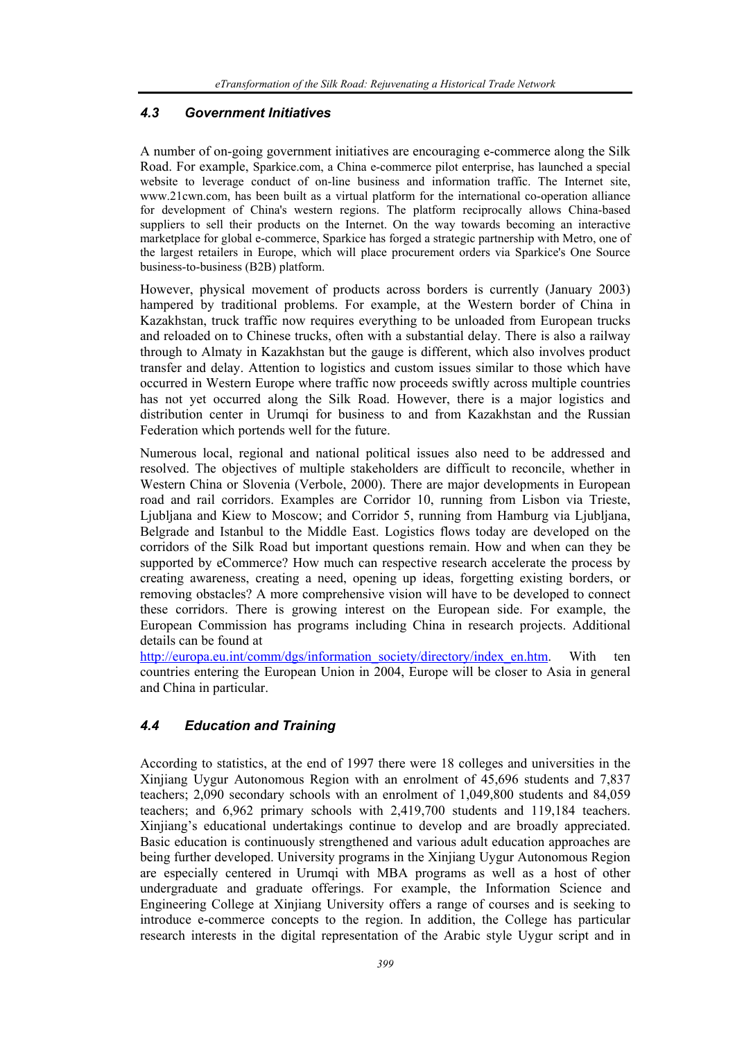### 4.3 Government Initiatives

A number of on-going government initiatives are encouraging e-commerce along the Silk Road. For example, Sparkice.com, a China e-commerce pilot enterprise, has launched a special website to leverage conduct of on-line business and information traffic. The Internet site, www.21cwn.com, has been built as a virtual platform for the international co-operation alliance for development of China's western regions. The platform reciprocally allows China-based suppliers to sell their products on the Internet. On the way towards becoming an interactive marketplace for global e-commerce, Sparkice has forged a strategic partnership with Metro, one of the largest retailers in Europe, which will place procurement orders via Sparkice's One Source business-to-business (B2B) platform.

However, physical movement of products across borders is currently (January 2003) hampered by traditional problems. For example, at the Western border of China in Kazakhstan, truck traffic now requires everything to be unloaded from European trucks and reloaded on to Chinese trucks, often with a substantial delay. There is also a railway through to Almaty in Kazakhstan but the gauge is different, which also involves product transfer and delay. Attention to logistics and custom issues similar to those which have occurred in Western Europe where traffic now proceeds swiftly across multiple countries has not yet occurred along the Silk Road. However, there is a major logistics and distribution center in Urumqi for business to and from Kazakhstan and the Russian Federation which portends well for the future.

Numerous local, regional and national political issues also need to be addressed and resolved. The objectives of multiple stakeholders are difficult to reconcile, whether in Western China or Slovenia (Verbole, 2000). There are major developments in European road and rail corridors. Examples are Corridor 10, running from Lisbon via Trieste, Ljubljana and Kiew to Moscow; and Corridor 5, running from Hamburg via Ljubljana, Belgrade and Istanbul to the Middle East. Logistics flows today are developed on the corridors of the Silk Road but important questions remain. How and when can they be supported by eCommerce? How much can respective research accelerate the process by creating awareness, creating a need, opening up ideas, forgetting existing borders, or removing obstacles? A more comprehensive vision will have to be developed to connect these corridors. There is growing interest on the European side. For example, the European Commission has programs including China in research projects. Additional details can be found at http://europa.eu.int/comm/dgs/information_society/directory/index_en.htm. With ten countries entering the European Union in 2004, Europe will be closer to Asia in general and China in particular.

### 4.4 Education and Training

According to statistics, at the end of 1997 there were 18 colleges and universities in the Xinjiang Uygur Autonomous Region with an enrolment of 45,696 students and 7,837 teachers; 2,090 secondary schools with an enrolment of 1,049,800 students and 84,059 teachers; and 6,962 primary schools with 2,419,700 students and 119,184 teachers. Xinjiang's educational undertakings continue to develop and are broadly appreciated. Basic education is continuously strengthened and various adult education approaches are being further developed. University programs in the Xinjiang Uygur Autonomous Region are especially centered in Urumqi with MBA programs as well as a host of other undergraduate and graduate offerings. For example, the Information Science and Engineering College at Xinjiang University offers a range of courses and is seeking to introduce e-commerce concepts to the region. In addition, the College has particular research interests in the digital representation of the Arabic style Uygur script and in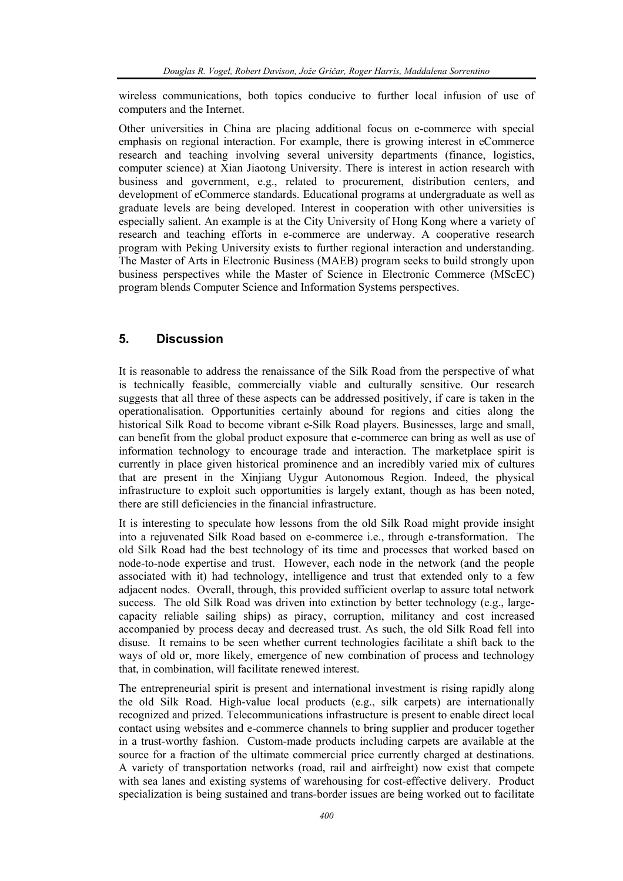wireless communications, both topics conducive to further local infusion of use of computers and the Internet.

Other universities in China are placing additional focus on e-commerce with special emphasis on regional interaction. For example, there is growing interest in eCommerce research and teaching involving several university departments (finance, logistics, computer science) at Xian Jiaotong University. There is interest in action research with business and government, e.g., related to procurement, distribution centers, and development of eCommerce standards. Educational programs at undergraduate as well as graduate levels are being developed. Interest in cooperation with other universities is especially salient. An example is at the City University of Hong Kong where a variety of research and teaching efforts in e-commerce are underway. A cooperative research program with Peking University exists to further regional interaction and understanding. The Master of Arts in Electronic Business (MAEB) program seeks to build strongly upon business perspectives while the Master of Science in Electronic Commerce (MScEC) program blends Computer Science and Information Systems perspectives.

## 5. Discussion

It is reasonable to address the renaissance of the Silk Road from the perspective of what is technically feasible, commercially viable and culturally sensitive. Our research suggests that all three of these aspects can be addressed positively, if care is taken in the operationalisation. Opportunities certainly abound for regions and cities along the historical Silk Road to become vibrant e-Silk Road players. Businesses, large and small, can benefit from the global product exposure that e-commerce can bring as well as use of information technology to encourage trade and interaction. The marketplace spirit is currently in place given historical prominence and an incredibly varied mix of cultures that are present in the Xinjiang Uygur Autonomous Region. Indeed, the physical infrastructure to exploit such opportunities is largely extant, though as has been noted, there are still deficiencies in the financial infrastructure.

It is interesting to speculate how lessons from the old Silk Road might provide insight into a rejuvenated Silk Road based on e-commerce i.e., through e-transformation. The old Silk Road had the best technology of its time and processes that worked based on node-to-node expertise and trust. However, each node in the network (and the people associated with it) had technology, intelligence and trust that extended only to a few adjacent nodes. Overall, through, this provided sufficient overlap to assure total network success. The old Silk Road was driven into extinction by better technology (e.g., large-capacity reliable sailing ships) as piracy, corruption, militancy and cost increased accompanied by process decay and decreased trust. As such, the old Silk Road fell into disuse. It remains to be seen whether current technologies facilitate a shift back to the ways of old or, more likely, emergence of new combination of process and technology that, in combination, will facilitate renewed interest.

The entrepreneurial spirit is present and international investment is rising rapidly along the old Silk Road. High-value local products (e.g., silk carpets) are internationally recognized and prized. Telecommunications infrastructure is present to enable direct local contact using websites and e-commerce channels to bring supplier and producer together in a trust-worthy fashion. Custom-made products including carpets are available at the source for a fraction of the ultimate commercial price currently charged at destinations. A variety of transportation networks (road, rail and airfreight) now exist that compete with sea lanes and existing systems of warehousing for cost-effective delivery. Product specialization is being sustained and trans-border issues are being worked out to facilitate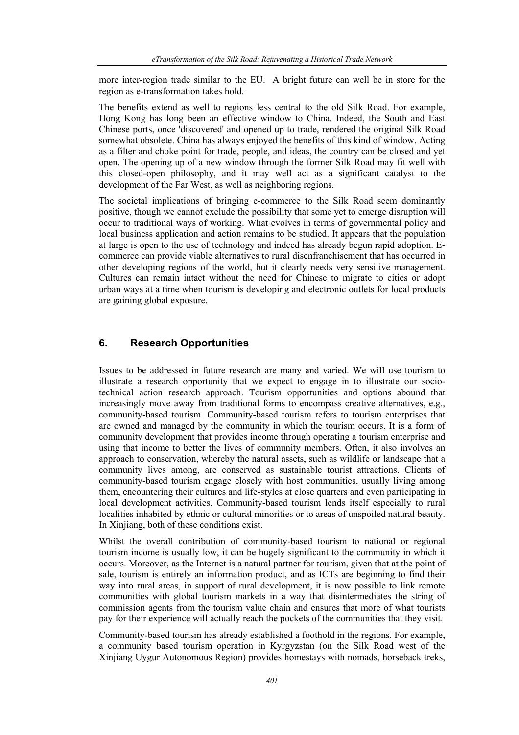more inter-region trade similar to the EU. A bright future can well be in store for the region as e-transformation takes hold.

The benefits extend as well to regions less central to the old Silk Road. For example, Hong Kong has long been an effective window to China. Indeed, the South and East Chinese ports, once 'discovered' and opened up to trade, rendered the original Silk Road somewhat obsolete. China has always enjoyed the benefits of this kind of window. Acting as a filter and choke point for trade, people, and ideas, the country can be closed and yet open. The opening up of a new window through the former Silk Road may fit well with this closed-open philosophy, and it may well act as a significant catalyst to the development of the Far West, as well as neighboring regions.

The societal implications of bringing e-commerce to the Silk Road seem dominantly positive, though we cannot exclude the possibility that some yet to emerge disruption will occur to traditional ways of working. What evolves in terms of governmental policy and local business application and action remains to be studied. It appears that the population at large is open to the use of technology and indeed has already begun rapid adoption. E-commerce can provide viable alternatives to rural disenfranchisement that has occurred in other developing regions of the world, but it clearly needs very sensitive management. Cultures can remain intact without the need for Chinese to migrate to cities or adopt urban ways at a time when tourism is developing and electronic outlets for local products are gaining global exposure.

## 6. Research Opportunities

Issues to be addressed in future research are many and varied. We will use tourism to illustrate a research opportunity that we expect to engage in to illustrate our socio-technical action research approach. Tourism opportunities and options abound that increasingly move away from traditional forms to encompass creative alternatives, e.g., community-based tourism. Community-based tourism refers to tourism enterprises that are owned and managed by the community in which the tourism occurs. It is a form of community development that provides income through operating a tourism enterprise and using that income to better the lives of community members. Often, it also involves an approach to conservation, whereby the natural assets, such as wildlife or landscape that a community lives among, are conserved as sustainable tourist attractions. Clients of community-based tourism engage closely with host communities, usually living among them, encountering their cultures and life-styles at close quarters and even participating in local development activities. Community-based tourism lends itself especially to rural localities inhabited by ethnic or cultural minorities or to areas of unspoiled natural beauty. In Xinjiang, both of these conditions exist.

Whilst the overall contribution of community-based tourism to national or regional tourism income is usually low, it can be hugely significant to the community in which it occurs. Moreover, as the Internet is a natural partner for tourism, given that at the point of sale, tourism is entirely an information product, and as ICTs are beginning to find their way into rural areas, in support of rural development, it is now possible to link remote communities with global tourism markets in a way that disintermediates the string of commission agents from the tourism value chain and ensures that more of what tourists pay for their experience will actually reach the pockets of the communities that they visit.

Community-based tourism has already established a foothold in the regions. For example, a community based tourism operation in Kyrgyzstan (on the Silk Road west of the Xinjiang Uygur Autonomous Region) provides homestays with nomads, horseback treks,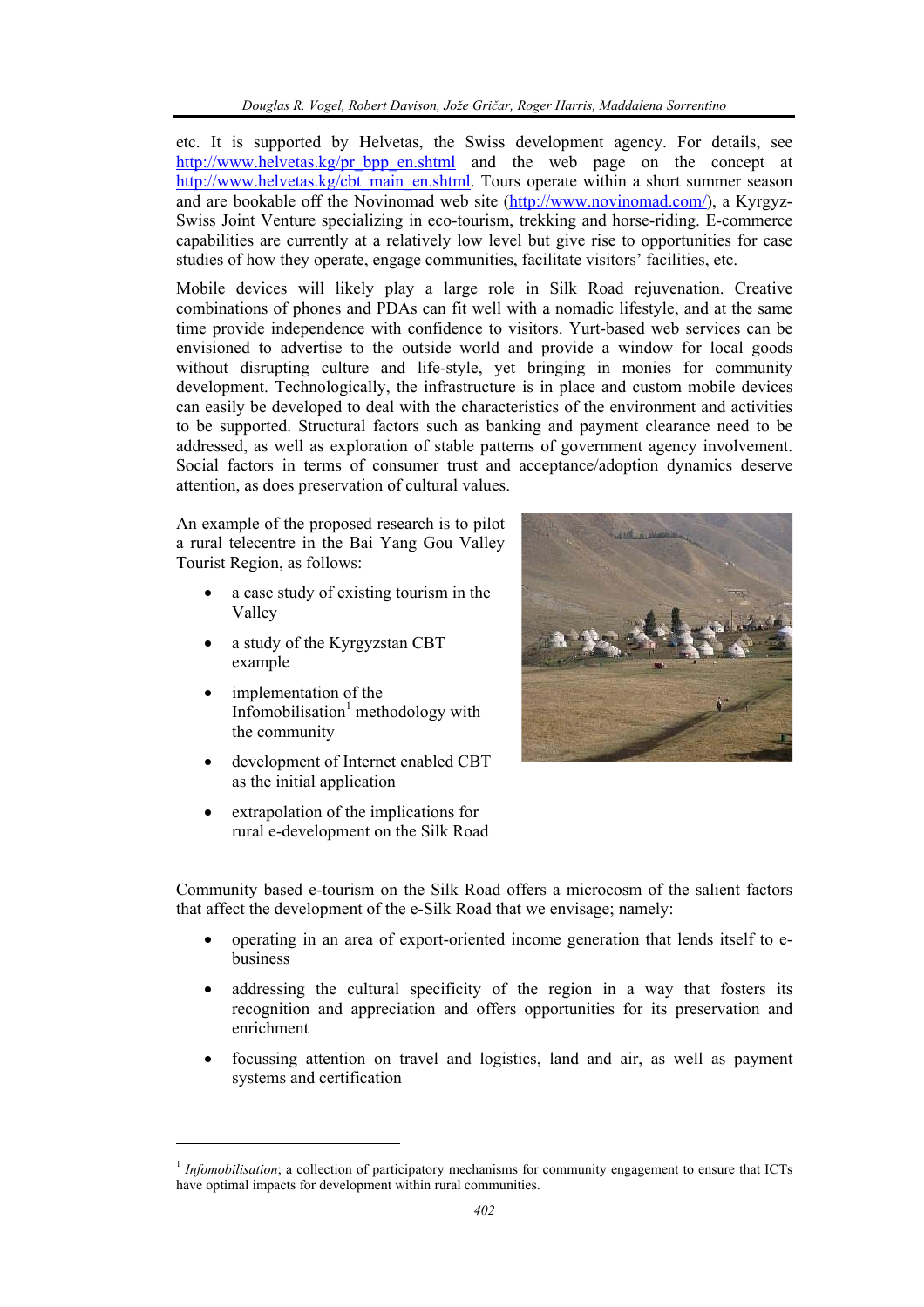etc. It is supported by Helvetas, the Swiss development agency. For details, see http://www.helvetas.kg/pr_bpp_en.shtml and the web page on the concept at http://www.helvetas.kg/cbt_main_en.shtml. Tours operate within a short summer season and are bookable off the Novinomad web site (http://www.novinomad.com/), a Kyrgyz-Swiss Joint Venture specializing in eco-tourism, trekking and horse-riding. E-commerce capabilities are currently at a relatively low level but give rise to opportunities for case studies of how they operate, engage communities, facilitate visitors' facilities, etc.

Mobile devices will likely play a large role in Silk Road rejuvenation. Creative combinations of phones and PDAs can fit well with a nomadic lifestyle, and at the same time provide independence with confidence to visitors. Yurt-based web services can be envisioned to advertise to the outside world and provide a window for local goods without disrupting culture and life-style, yet bringing in monies for community development. Technologically, the infrastructure is in place and custom mobile devices can easily be developed to deal with the characteristics of the environment and activities to be supported. Structural factors such as banking and payment clearance need to be addressed, as well as exploration of stable patterns of government agency involvement. Social factors in terms of consumer trust and acceptance/adoption dynamics deserve attention, as does preservation of cultural values.

An example of the proposed research is to pilot a rural telecentre in the Bai Yang Gou Valley Tourist Region, as follows:

- a case study of existing tourism in the Valley
- a study of the Kyrgyzstan CBT example
- implementation of the Infomobilisation[1] methodology with the community
- development of Internet enabled CBT as the initial application
- extrapolation of the implications for rural e-development on the Silk Road

Community based e-tourism on the Silk Road offers a microcosm of the salient factors that affect the development of the e-Silk Road that we envisage; namely:

- operating in an area of export-oriented income generation that lends itself to e-business
- addressing the cultural specificity of the region in a way that fosters its recognition and appreciation and offers opportunities for its preservation and enrichment
- focussing attention on travel and logistics, land and air, as well as payment systems and certification

[1] *Infomobilisation*; a collection of participatory mechanisms for community engagement to ensure that ICTs have optimal impacts for development within rural communities.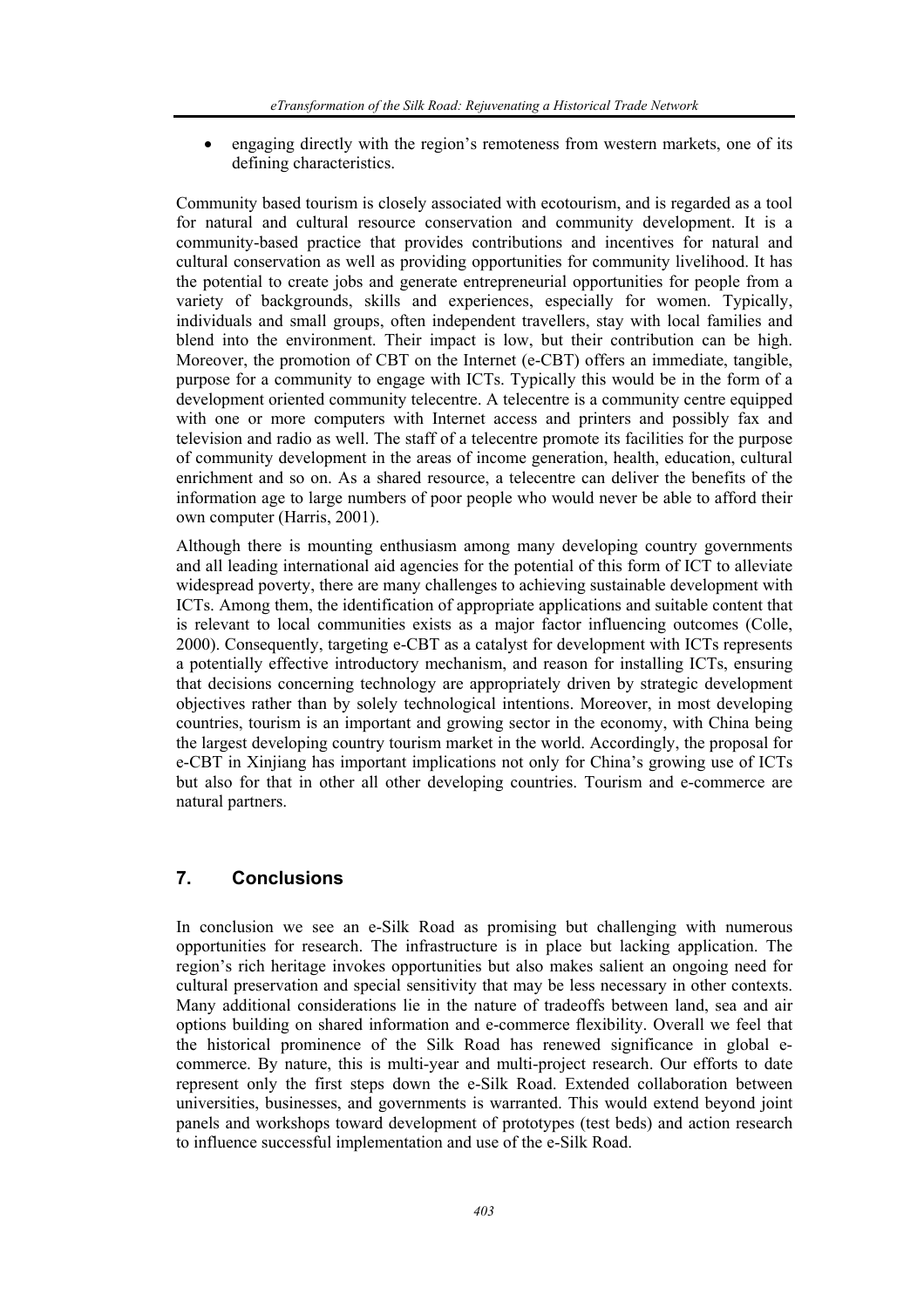- engaging directly with the region's remoteness from western markets, one of its defining characteristics.

Community based tourism is closely associated with ecotourism, and is regarded as a tool for natural and cultural resource conservation and community development. It is a community-based practice that provides contributions and incentives for natural and cultural conservation as well as providing opportunities for community livelihood. It has the potential to create jobs and generate entrepreneurial opportunities for people from a variety of backgrounds, skills and experiences, especially for women. Typically, individuals and small groups, often independent travellers, stay with local families and blend into the environment. Their impact is low, but their contribution can be high. Moreover, the promotion of CBT on the Internet (e-CBT) offers an immediate, tangible, purpose for a community to engage with ICTs. Typically this would be in the form of a development oriented community telecentre. A telecentre is a community centre equipped with one or more computers with Internet access and printers and possibly fax and television and radio as well. The staff of a telecentre promote its facilities for the purpose of community development in the areas of income generation, health, education, cultural enrichment and so on. As a shared resource, a telecentre can deliver the benefits of the information age to large numbers of poor people who would never be able to afford their own computer (Harris, 2001).

Although there is mounting enthusiasm among many developing country governments and all leading international aid agencies for the potential of this form of ICT to alleviate widespread poverty, there are many challenges to achieving sustainable development with ICTs. Among them, the identification of appropriate applications and suitable content that is relevant to local communities exists as a major factor influencing outcomes (Colle, 2000). Consequently, targeting e-CBT as a catalyst for development with ICTs represents a potentially effective introductory mechanism, and reason for installing ICTs, ensuring that decisions concerning technology are appropriately driven by strategic development objectives rather than by solely technological intentions. Moreover, in most developing countries, tourism is an important and growing sector in the economy, with China being the largest developing country tourism market in the world. Accordingly, the proposal for e-CBT in Xinjiang has important implications not only for China's growing use of ICTs but also for that in other all other developing countries. Tourism and e-commerce are natural partners.

## 7. Conclusions

In conclusion we see an e-Silk Road as promising but challenging with numerous opportunities for research. The infrastructure is in place but lacking application. The region's rich heritage invokes opportunities but also makes salient an ongoing need for cultural preservation and special sensitivity that may be less necessary in other contexts. Many additional considerations lie in the nature of tradeoffs between land, sea and air options building on shared information and e-commerce flexibility. Overall we feel that the historical prominence of the Silk Road has renewed significance in global e-commerce. By nature, this is multi-year and multi-project research. Our efforts to date represent only the first steps down the e-Silk Road. Extended collaboration between universities, businesses, and governments is warranted. This would extend beyond joint panels and workshops toward development of prototypes (test beds) and action research to influence successful implementation and use of the e-Silk Road.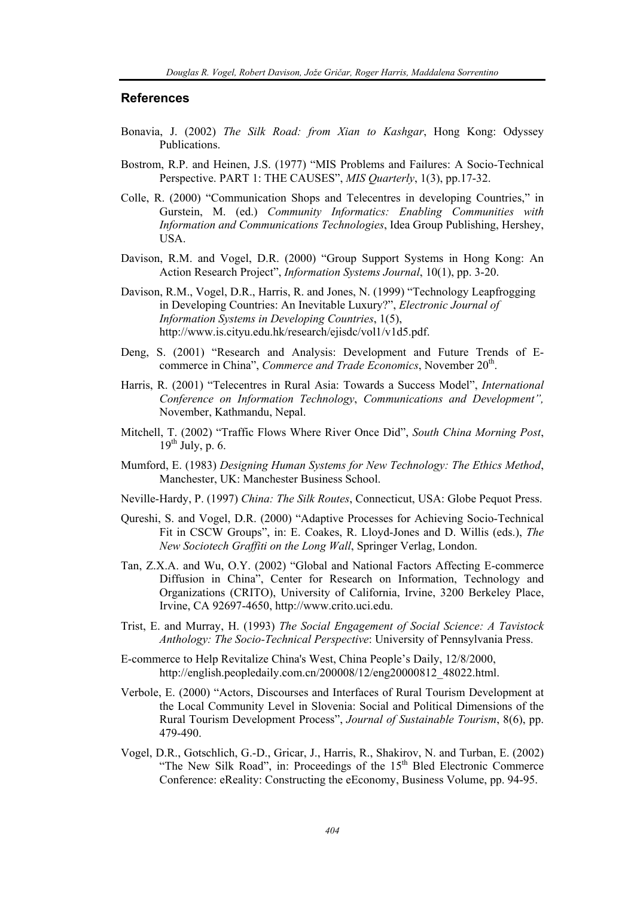## References

Bonavia, J. (2002) *The Silk Road: from Xian to Kashgar*, Hong Kong: Odyssey Publications.

Bostrom, R.P. and Heinen, J.S. (1977) "MIS Problems and Failures: A Socio-Technical Perspective. PART 1: THE CAUSES", *MIS Quarterly*, 1(3), pp.17-32.

Colle, R. (2000) "Communication Shops and Telecentres in developing Countries," in Gurstein, M. (ed.) *Community Informatics: Enabling Communities with Information and Communications Technologies*, Idea Group Publishing, Hershey, USA.

Davison, R.M. and Vogel, D.R. (2000) "Group Support Systems in Hong Kong: An Action Research Project", *Information Systems Journal*, 10(1), pp. 3-20.

Davison, R.M., Vogel, D.R., Harris, R. and Jones, N. (1999) "Technology Leapfrogging in Developing Countries: An Inevitable Luxury?", *Electronic Journal of Information Systems in Developing Countries*, 1(5), http://www.is.cityu.edu.hk/research/ejisdc/vol1/v1d5.pdf.

Deng, S. (2001) "Research and Analysis: Development and Future Trends of E-commerce in China", *Commerce and Trade Economics*, November 20th.

Harris, R. (2001) "Telecentres in Rural Asia: Towards a Success Model", *International Conference on Information Technology*, *Communications and Development",* November, Kathmandu, Nepal.

Mitchell, T. (2002) "Traffic Flows Where River Once Did", *South China Morning Post*, 19th July, p. 6.

Mumford, E. (1983) *Designing Human Systems for New Technology: The Ethics Method*, Manchester, UK: Manchester Business School.

Neville-Hardy, P. (1997) *China: The Silk Routes*, Connecticut, USA: Globe Pequot Press.

Qureshi, S. and Vogel, D.R. (2000) "Adaptive Processes for Achieving Socio-Technical Fit in CSCW Groups", in: E. Coakes, R. Lloyd-Jones and D. Willis (eds.), *The New Sociotech Graffiti on the Long Wall*, Springer Verlag, London.

Tan, Z.X.A. and Wu, O.Y. (2002) "Global and National Factors Affecting E-commerce Diffusion in China", Center for Research on Information, Technology and Organizations (CRITO), University of California, Irvine, 3200 Berkeley Place, Irvine, CA 92697-4650, http://www.crito.uci.edu.

Trist, E. and Murray, H. (1993) *The Social Engagement of Social Science: A Tavistock Anthology: The Socio-Technical Perspective*: University of Pennsylvania Press.

E-commerce to Help Revitalize China's West, China People's Daily, 12/8/2000, http://english.peopledaily.com.cn/200008/12/eng20000812_48022.html.

Verbole, E. (2000) "Actors, Discourses and Interfaces of Rural Tourism Development at the Local Community Level in Slovenia: Social and Political Dimensions of the Rural Tourism Development Process", *Journal of Sustainable Tourism*, 8(6), pp. 479-490.

Vogel, D.R., Gotschlich, G.-D., Gricar, J., Harris, R., Shakirov, N. and Turban, E. (2002) "The New Silk Road", in: Proceedings of the 15th Bled Electronic Commerce Conference: eReality: Constructing the eEconomy, Business Volume, pp. 94-95.